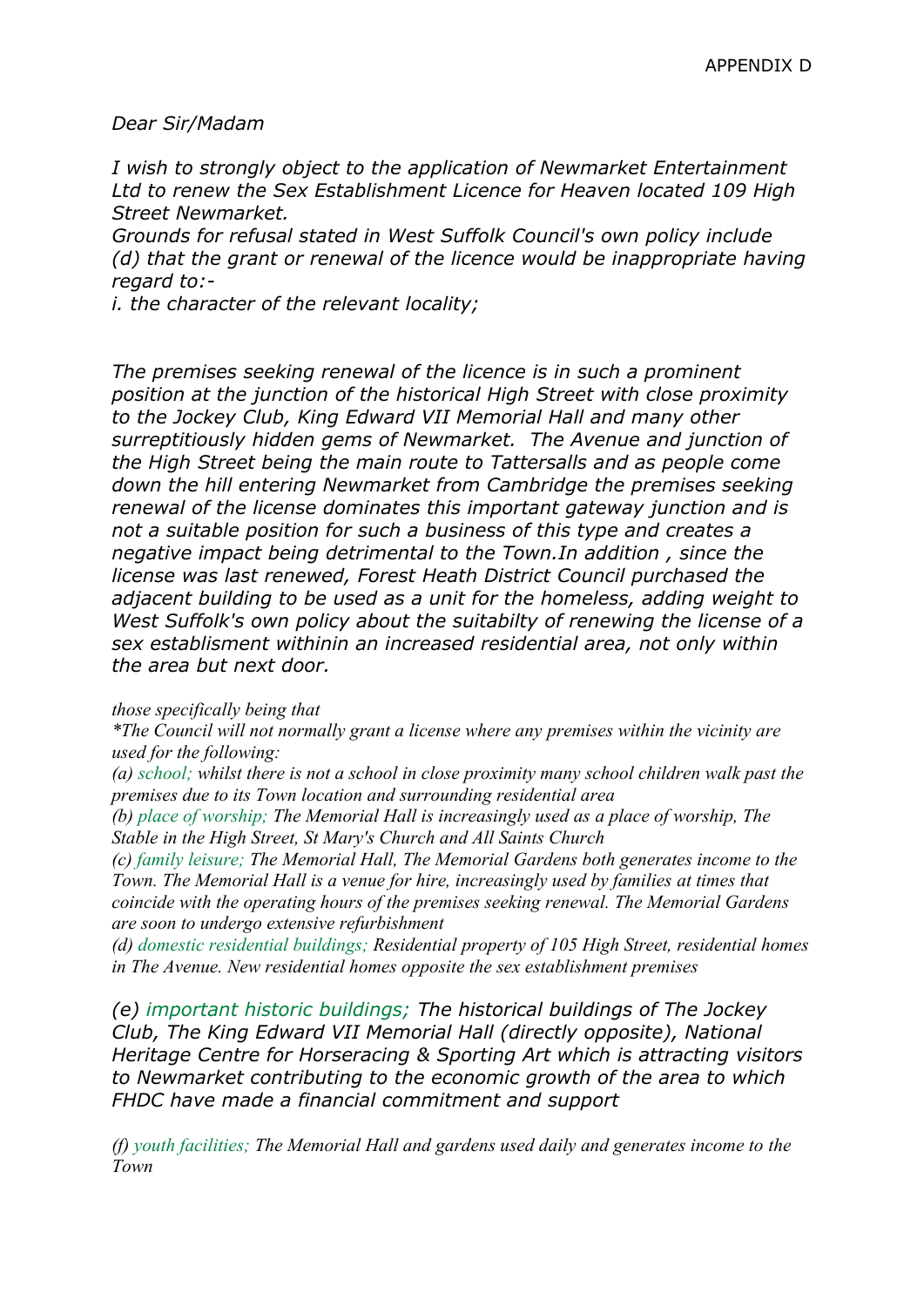APPENDIX D

*Dear Sir/Madam*

*I wish to strongly object to the application of Newmarket Entertainment Ltd to renew the Sex Establishment Licence for Heaven located 109 High Street Newmarket.*
*Grounds for refusal stated in West Suffolk Council's own policy include (d) that the grant or renewal of the licence would be inappropriate having regard to:-*
*i. the character of the relevant locality;*

*The premises seeking renewal of the licence is in such a prominent position at the junction of the historical High Street with close proximity to the Jockey Club, King Edward VII Memorial Hall and many other surreptitiously hidden gems of Newmarket. The Avenue and junction of the High Street being the main route to Tattersalls and as people come down the hill entering Newmarket from Cambridge the premises seeking renewal of the license dominates this important gateway junction and is not a suitable position for such a business of this type and creates a negative impact being detrimental to the Town.In addition , since the license was last renewed, Forest Heath District Council purchased the adjacent building to be used as a unit for the homeless, adding weight to West Suffolk's own policy about the suitabilty of renewing the license of a sex establisment withinin an increased residential area, not only within the area but next door.*

*those specifically being that*
*\*The Council will not normally grant a license where any premises within the vicinity are used for the following:*
*(a) school; whilst there is not a school in close proximity many school children walk past the premises due to its Town location and surrounding residential area*
*(b) place of worship; The Memorial Hall is increasingly used as a place of worship, The Stable in the High Street, St Mary's Church and All Saints Church*
*(c) family leisure; The Memorial Hall, The Memorial Gardens both generates income to the Town. The Memorial Hall is a venue for hire, increasingly used by families at times that coincide with the operating hours of the premises seeking renewal. The Memorial Gardens are soon to undergo extensive refurbishment*
*(d) domestic residential buildings; Residential property of 105 High Street, residential homes in The Avenue. New residential homes opposite the sex establishment premises*

*(e) important historic buildings; The historical buildings of The Jockey Club, The King Edward VII Memorial Hall (directly opposite), National Heritage Centre for Horseracing & Sporting Art which is attracting visitors to Newmarket contributing to the economic growth of the area to which FHDC have made a financial commitment and support*

*(f) youth facilities; The Memorial Hall and gardens used daily and generates income to the Town*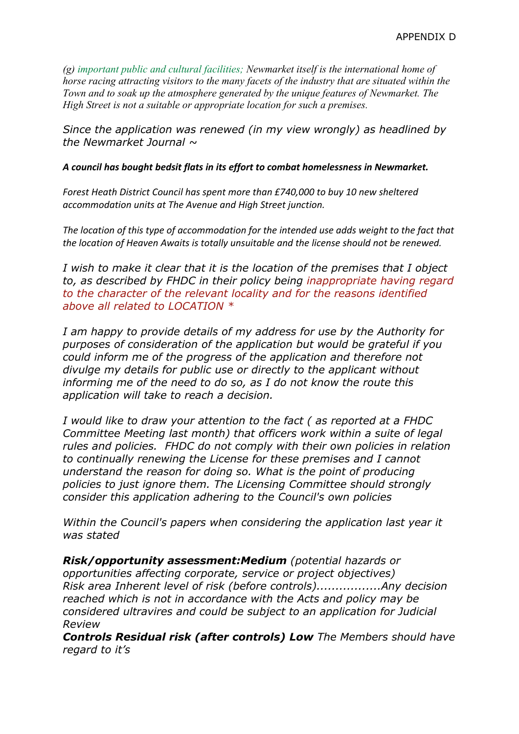*(g) important public and cultural facilities; Newmarket itself is the international home of horse racing attracting visitors to the many facets of the industry that are situated within the Town and to soak up the atmosphere generated by the unique features of Newmarket. The High Street is not a suitable or appropriate location for such a premises.*

*Since the application was renewed (in my view wrongly) as headlined by the Newmarket Journal ~*

***A council has bought bedsit flats in its effort to combat homelessness in Newmarket.***

*Forest Heath District Council has spent more than £740,000 to buy 10 new sheltered accommodation units at The Avenue and High Street junction.*

*The location of this type of accommodation for the intended use adds weight to the fact that the location of Heaven Awaits is totally unsuitable and the license should not be renewed.*

*I wish to make it clear that it is the location of the premises that I object to, as described by FHDC in their policy being inappropriate having regard to the character of the relevant locality and for the reasons identified above all related to LOCATION **

*I am happy to provide details of my address for use by the Authority for purposes of consideration of the application but would be grateful if you could inform me of the progress of the application and therefore not divulge my details for public use or directly to the applicant without informing me of the need to do so, as I do not know the route this application will take to reach a decision.*

*I would like to draw your attention to the fact ( as reported at a FHDC Committee Meeting last month) that officers work within a suite of legal rules and policies. FHDC do not comply with their own policies in relation to continually renewing the License for these premises and I cannot understand the reason for doing so. What is the point of producing policies to just ignore them. The Licensing Committee should strongly consider this application adhering to the Council's own policies*

*Within the Council's papers when considering the application last year it was stated*

***Risk/opportunity assessment:Medium** (potential hazards or opportunities affecting corporate, service or project objectives) Risk area Inherent level of risk (before controls).................Any decision reached which is not in accordance with the Acts and policy may be considered ultravires and could be subject to an application for Judicial Review*
***Controls Residual risk (after controls) Low** The Members should have regard to it's*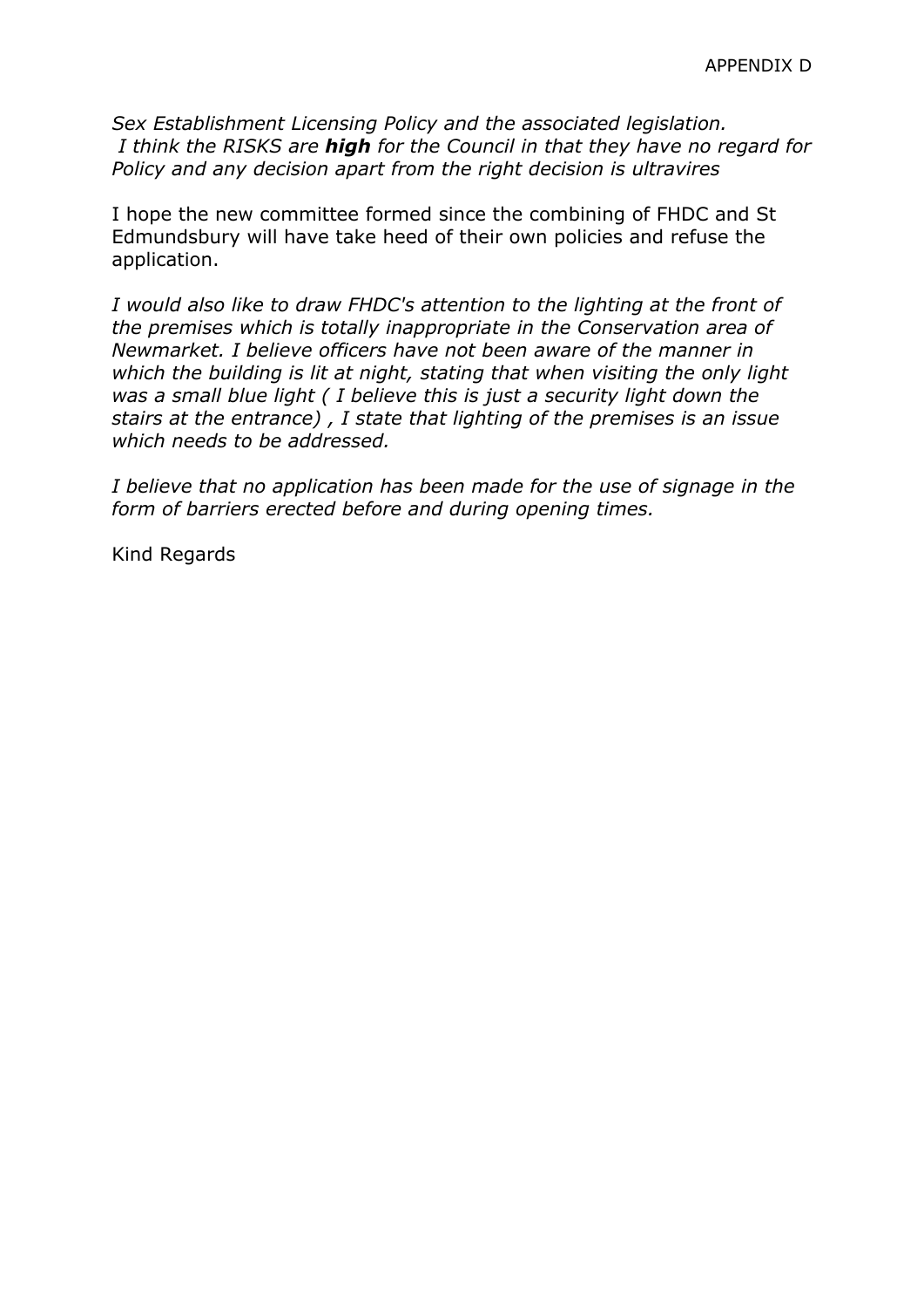APPENDIX D

*Sex Establishment Licensing Policy and the associated legislation.*
*I think the RISKS are **high** for the Council in that they have no regard for Policy and any decision apart from the right decision is ultravires*

I hope the new committee formed since the combining of FHDC and St Edmundsbury will have take heed of their own policies and refuse the application.

*I would also like to draw FHDC's attention to the lighting at the front of the premises which is totally inappropriate in the Conservation area of Newmarket. I believe officers have not been aware of the manner in which the building is lit at night, stating that when visiting the only light was a small blue light ( I believe this is just a security light down the stairs at the entrance) , I state that lighting of the premises is an issue which needs to be addressed.*

*I believe that no application has been made for the use of signage in the form of barriers erected before and during opening times.*

Kind Regards